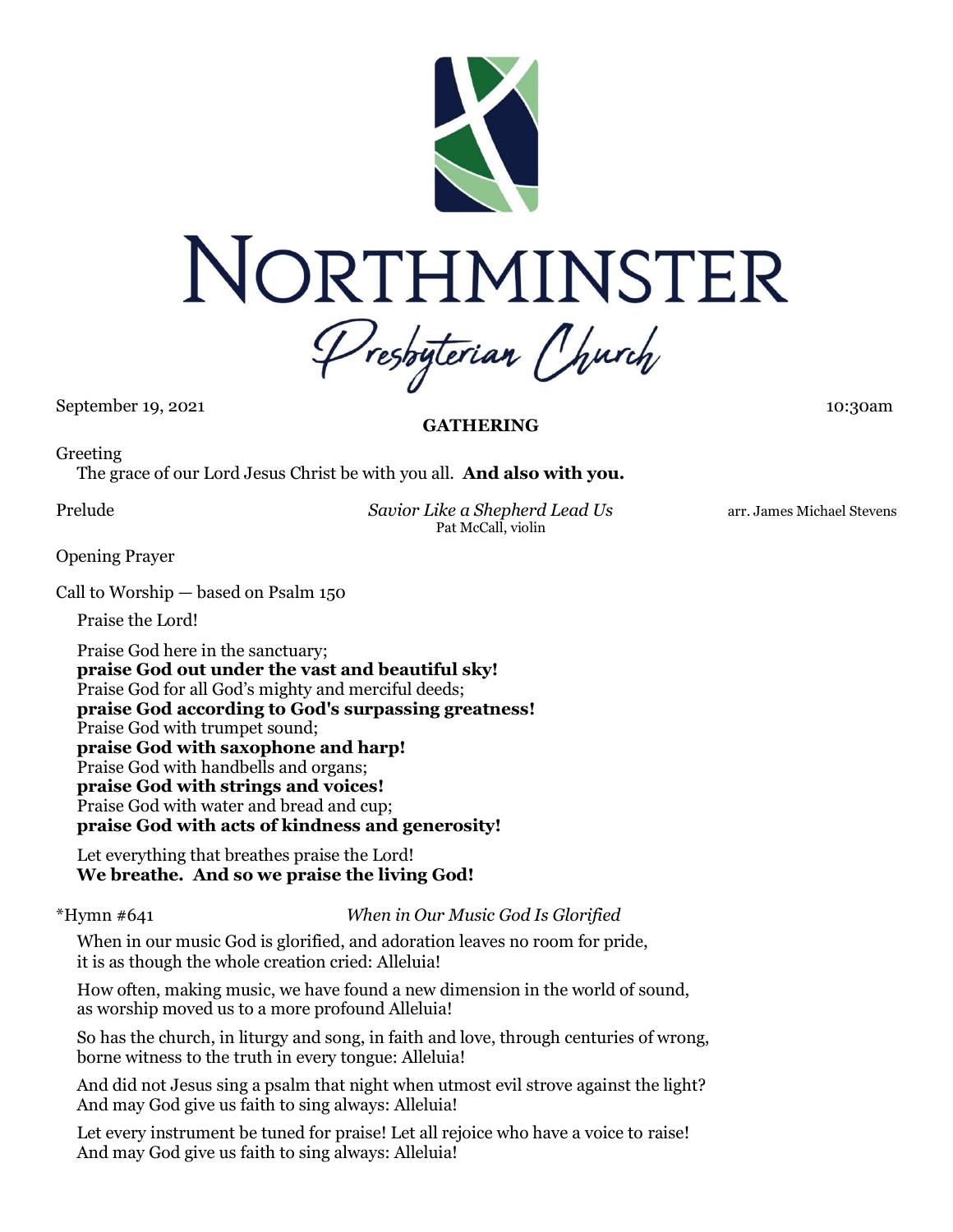# NORTHMINSTER

*Presbyterian Church*

September 19, 2021 10:30am

## GATHERING

Greeting

The grace of our Lord Jesus Christ be with you all. **And also with you.**

Prelude *Savior Like a Shepherd Lead Us* arr. James Michael Stevens
Pat McCall, violin

Opening Prayer

Call to Worship — based on Psalm 150

Praise the Lord!

Praise God here in the sanctuary;
**praise God out under the vast and beautiful sky!**
Praise God for all God's mighty and merciful deeds;
**praise God according to God's surpassing greatness!**
Praise God with trumpet sound;
**praise God with saxophone and harp!**
Praise God with handbells and organs;
**praise God with strings and voices!**
Praise God with water and bread and cup;
**praise God with acts of kindness and generosity!**

Let everything that breathes praise the Lord!
**We breathe. And so we praise the living God!**

*Hymn #641 *When in Our Music God Is Glorified*

When in our music God is glorified, and adoration leaves no room for pride,
it is as though the whole creation cried: Alleluia!

How often, making music, we have found a new dimension in the world of sound,
as worship moved us to a more profound Alleluia!

So has the church, in liturgy and song, in faith and love, through centuries of wrong,
borne witness to the truth in every tongue: Alleluia!

And did not Jesus sing a psalm that night when utmost evil strove against the light?
And may God give us faith to sing always: Alleluia!

Let every instrument be tuned for praise! Let all rejoice who have a voice to raise!
And may God give us faith to sing always: Alleluia!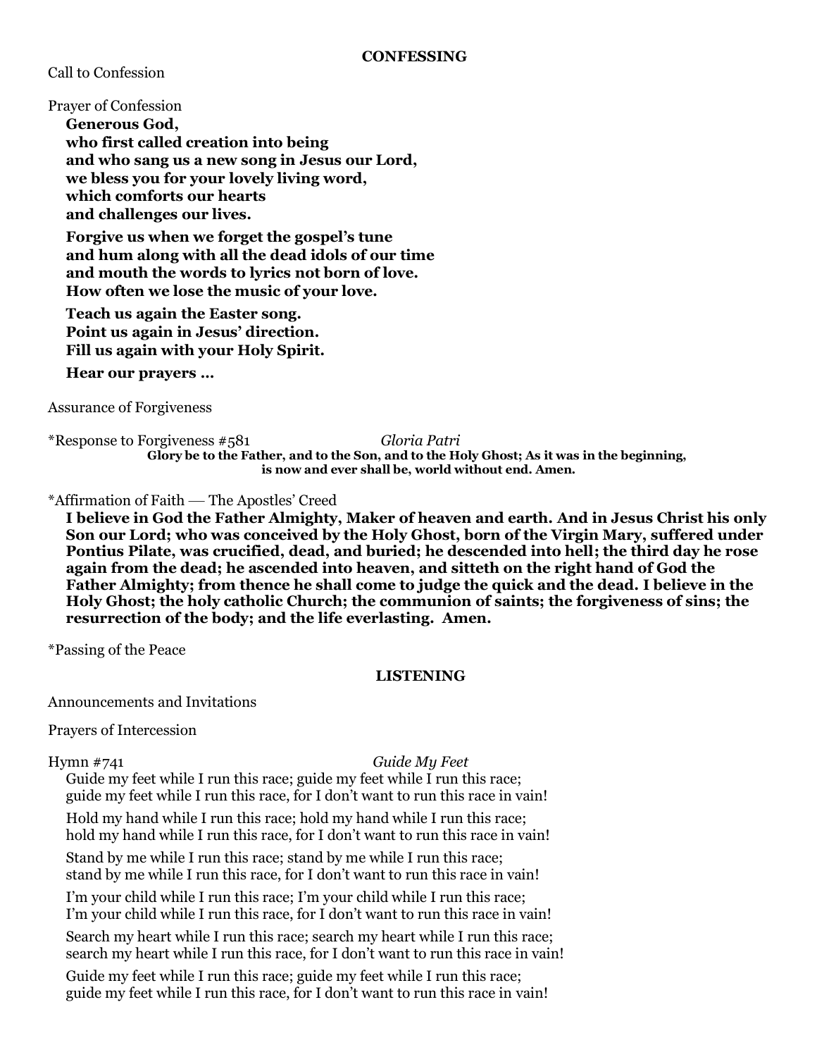## CONFESSING

Call to Confession

Prayer of Confession

**Generous God,**
**who first called creation into being**
**and who sang us a new song in Jesus our Lord,**
**we bless you for your lovely living word,**
**which comforts our hearts**
**and challenges our lives.**

**Forgive us when we forget the gospel's tune**
**and hum along with all the dead idols of our time**
**and mouth the words to lyrics not born of love.**
**How often we lose the music of your love.**

**Teach us again the Easter song.**
**Point us again in Jesus' direction.**
**Fill us again with your Holy Spirit.**

**Hear our prayers …**

Assurance of Forgiveness

*Response to Forgiveness #581 *Gloria Patri*

**Glory be to the Father, and to the Son, and to the Holy Ghost; As it was in the beginning, is now and ever shall be, world without end. Amen.**

*Affirmation of Faith — The Apostles' Creed

**I believe in God the Father Almighty, Maker of heaven and earth. And in Jesus Christ his only Son our Lord; who was conceived by the Holy Ghost, born of the Virgin Mary, suffered under Pontius Pilate, was crucified, dead, and buried; he descended into hell; the third day he rose again from the dead; he ascended into heaven, and sitteth on the right hand of God the Father Almighty; from thence he shall come to judge the quick and the dead. I believe in the Holy Ghost; the holy catholic Church; the communion of saints; the forgiveness of sins; the resurrection of the body; and the life everlasting. Amen.**

*Passing of the Peace

## LISTENING

Announcements and Invitations

Prayers of Intercession

Hymn #741 *Guide My Feet*

Guide my feet while I run this race; guide my feet while I run this race;
guide my feet while I run this race, for I don't want to run this race in vain!

Hold my hand while I run this race; hold my hand while I run this race;
hold my hand while I run this race, for I don't want to run this race in vain!

Stand by me while I run this race; stand by me while I run this race;
stand by me while I run this race, for I don't want to run this race in vain!

I'm your child while I run this race; I'm your child while I run this race;
I'm your child while I run this race, for I don't want to run this race in vain!

Search my heart while I run this race; search my heart while I run this race;
search my heart while I run this race, for I don't want to run this race in vain!

Guide my feet while I run this race; guide my feet while I run this race;
guide my feet while I run this race, for I don't want to run this race in vain!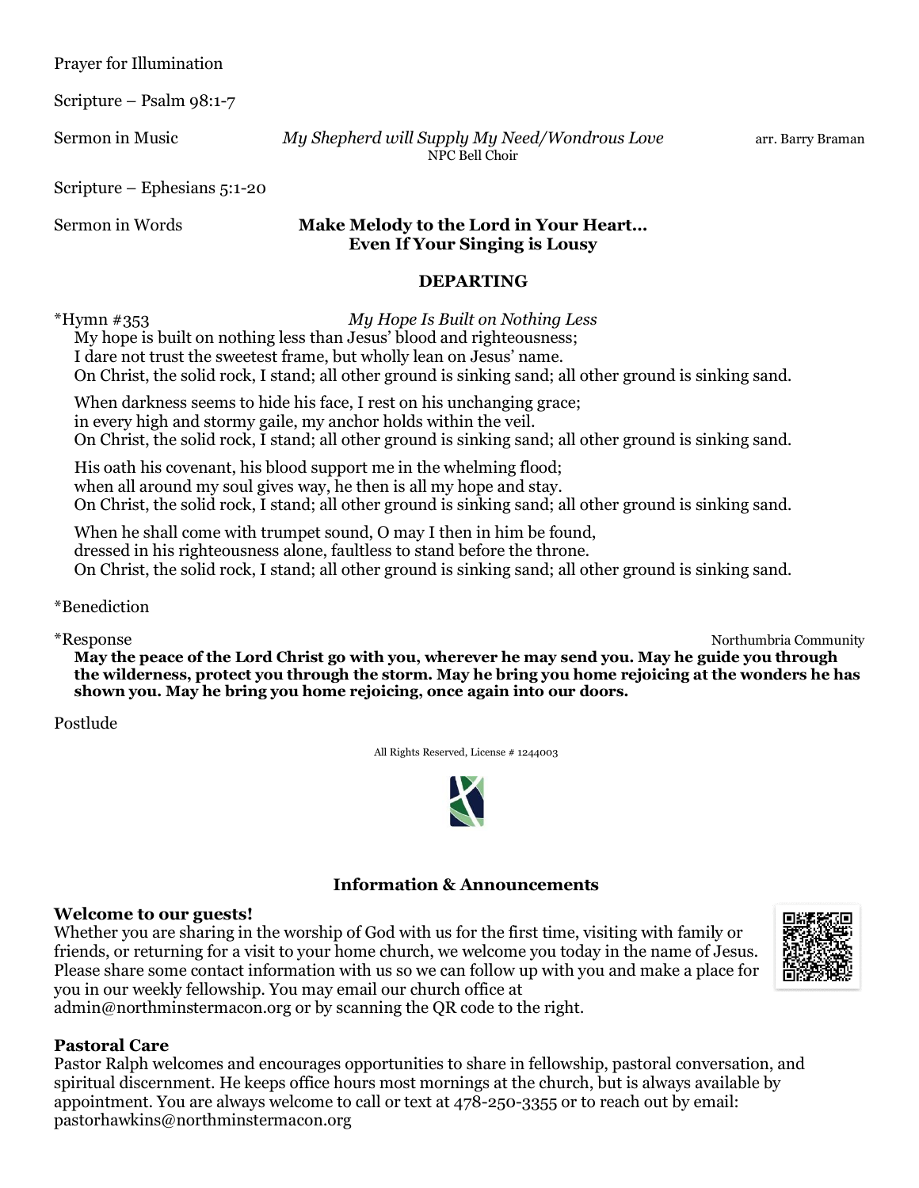Prayer for Illumination

Scripture – Psalm 98:1-7

Sermon in Music *My Shepherd will Supply My Need/Wondrous Love* arr. Barry Braman
NPC Bell Choir

Scripture – Ephesians 5:1-20

Sermon in Words **Make Melody to the Lord in Your Heart… Even If Your Singing is Lousy**

### DEPARTING

*Hymn #353 *My Hope Is Built on Nothing Less*

My hope is built on nothing less than Jesus' blood and righteousness;
I dare not trust the sweetest frame, but wholly lean on Jesus' name.
On Christ, the solid rock, I stand; all other ground is sinking sand; all other ground is sinking sand.

When darkness seems to hide his face, I rest on his unchanging grace;
in every high and stormy gaile, my anchor holds within the veil.
On Christ, the solid rock, I stand; all other ground is sinking sand; all other ground is sinking sand.

His oath his covenant, his blood support me in the whelming flood;
when all around my soul gives way, he then is all my hope and stay.
On Christ, the solid rock, I stand; all other ground is sinking sand; all other ground is sinking sand.

When he shall come with trumpet sound, O may I then in him be found,
dressed in his righteousness alone, faultless to stand before the throne.
On Christ, the solid rock, I stand; all other ground is sinking sand; all other ground is sinking sand.

*Benediction

*Response Northumbria Community

**May the peace of the Lord Christ go with you, wherever he may send you. May he guide you through the wilderness, protect you through the storm. May he bring you home rejoicing at the wonders he has shown you. May he bring you home rejoicing, once again into our doors.**

Postlude

All Rights Reserved, License # 1244003

## Information & Announcements

**Welcome to our guests!**
Whether you are sharing in the worship of God with us for the first time, visiting with family or friends, or returning for a visit to your home church, we welcome you today in the name of Jesus. Please share some contact information with us so we can follow up with you and make a place for you in our weekly fellowship. You may email our church office at admin@northminstermacon.org or by scanning the QR code to the right.

**Pastoral Care**
Pastor Ralph welcomes and encourages opportunities to share in fellowship, pastoral conversation, and spiritual discernment. He keeps office hours most mornings at the church, but is always available by appointment. You are always welcome to call or text at 478-250-3355 or to reach out by email: pastorhawkins@northminstermacon.org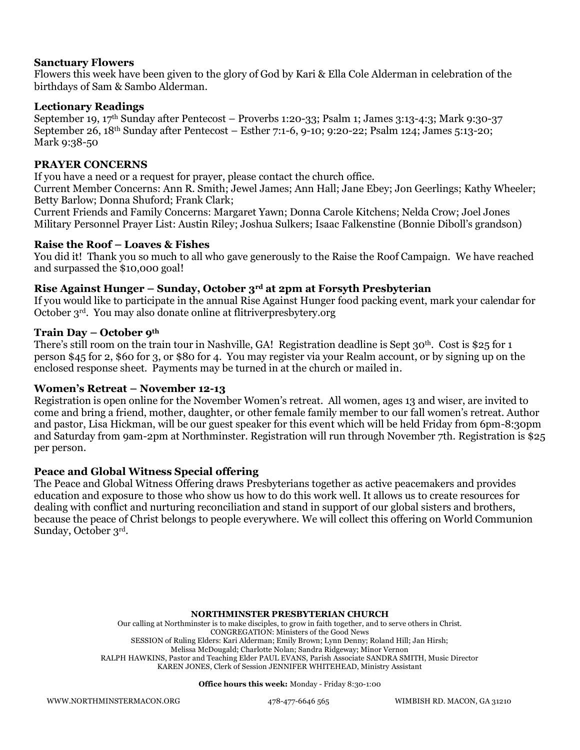### Sanctuary Flowers

Flowers this week have been given to the glory of God by Kari & Ella Cole Alderman in celebration of the birthdays of Sam & Sambo Alderman.

### Lectionary Readings

September 19, 17th Sunday after Pentecost – Proverbs 1:20-33; Psalm 1; James 3:13-4:3; Mark 9:30-37
September 26, 18th Sunday after Pentecost – Esther 7:1-6, 9-10; 9:20-22; Psalm 124; James 5:13-20; Mark 9:38-50

### PRAYER CONCERNS

If you have a need or a request for prayer, please contact the church office.
Current Member Concerns: Ann R. Smith; Jewel James; Ann Hall; Jane Ebey; Jon Geerlings; Kathy Wheeler; Betty Barlow; Donna Shuford; Frank Clark;
Current Friends and Family Concerns: Margaret Yawn; Donna Carole Kitchens; Nelda Crow; Joel Jones
Military Personnel Prayer List: Austin Riley; Joshua Sulkers; Isaac Falkenstine (Bonnie Diboll's grandson)

### Raise the Roof – Loaves & Fishes

You did it! Thank you so much to all who gave generously to the Raise the Roof Campaign. We have reached and surpassed the $10,000 goal!

### Rise Against Hunger – Sunday, October 3rd at 2pm at Forsyth Presbyterian

If you would like to participate in the annual Rise Against Hunger food packing event, mark your calendar for October 3rd. You may also donate online at flitriverpresbytery.org

### Train Day – October 9th

There's still room on the train tour in Nashville, GA! Registration deadline is Sept 30th. Cost is $25 for 1 person $45 for 2, $60 for 3, or $80 for 4. You may register via your Realm account, or by signing up on the enclosed response sheet. Payments may be turned in at the church or mailed in.

### Women's Retreat – November 12-13

Registration is open online for the November Women's retreat. All women, ages 13 and wiser, are invited to come and bring a friend, mother, daughter, or other female family member to our fall women's retreat. Author and pastor, Lisa Hickman, will be our guest speaker for this event which will be held Friday from 6pm-8:30pm and Saturday from 9am-2pm at Northminster. Registration will run through November 7th. Registration is $25 per person.

### Peace and Global Witness Special offering

The Peace and Global Witness Offering draws Presbyterians together as active peacemakers and provides education and exposure to those who show us how to do this work well. It allows us to create resources for dealing with conflict and nurturing reconciliation and stand in support of our global sisters and brothers, because the peace of Christ belongs to people everywhere. We will collect this offering on World Communion Sunday, October 3rd.

**NORTHMINSTER PRESBYTERIAN CHURCH**

Our calling at Northminster is to make disciples, to grow in faith together, and to serve others in Christ.
CONGREGATION: Ministers of the Good News
SESSION of Ruling Elders: Kari Alderman; Emily Brown; Lynn Denny; Roland Hill; Jan Hirsh; Melissa McDougald; Charlotte Nolan; Sandra Ridgeway; Minor Vernon
RALPH HAWKINS, Pastor and Teaching Elder PAUL EVANS, Parish Associate SANDRA SMITH, Music Director
KAREN JONES, Clerk of Session JENNIFER WHITEHEAD, Ministry Assistant

**Office hours this week:** Monday - Friday 8:30-1:00

WWW.NORTHMINSTERMACON.ORG 478-477-6646 565 WIMBISH RD. MACON, GA 31210